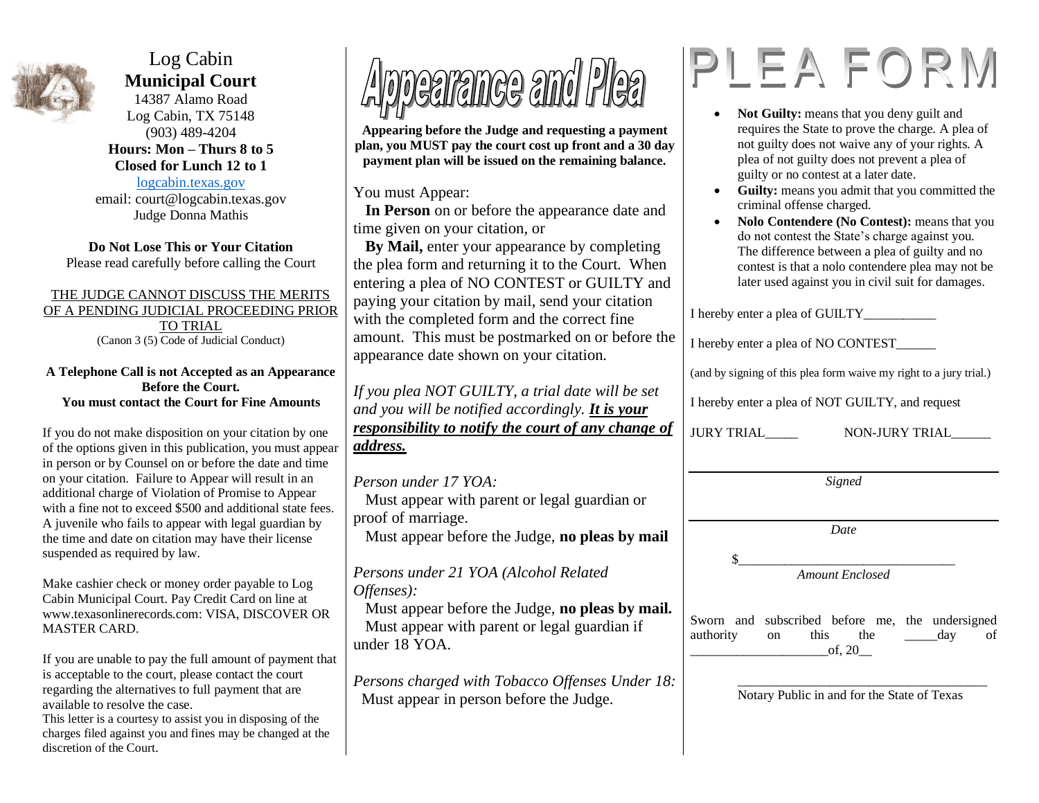# Log Cabin **Municipal Court**

14387 Alamo Road
Log Cabin, TX 75148
(903) 489-4204
**Hours: Mon – Thurs 8 to 5**
**Closed for Lunch 12 to 1**
logcabin.texas.gov
email: court@logcabin.texas.gov
Judge Donna Mathis

**Do Not Lose This or Your Citation**
Please read carefully before calling the Court

THE JUDGE CANNOT DISCUSS THE MERITS OF A PENDING JUDICIAL PROCEEDING PRIOR TO TRIAL
(Canon 3 (5) Code of Judicial Conduct)

**A Telephone Call is not Accepted as an Appearance Before the Court.**
**You must contact the Court for Fine Amounts**

If you do not make disposition on your citation by one of the options given in this publication, you must appear in person or by Counsel on or before the date and time on your citation. Failure to Appear will result in an additional charge of Violation of Promise to Appear with a fine not to exceed $500 and additional state fees. A juvenile who fails to appear with legal guardian by the time and date on citation may have their license suspended as required by law.

Make cashier check or money order payable to Log Cabin Municipal Court. Pay Credit Card on line at www.texasonlinerecords.com: VISA, DISCOVER OR MASTER CARD.

If you are unable to pay the full amount of payment that is acceptable to the court, please contact the court regarding the alternatives to full payment that are available to resolve the case.
This letter is a courtesy to assist you in disposing of the charges filed against you and fines may be changed at the discretion of the Court.

# Appearance and Plea

**Appearing before the Judge and requesting a payment plan, you MUST pay the court cost up front and a 30 day payment plan will be issued on the remaining balance.**

You must Appear:

**In Person** on or before the appearance date and time given on your citation, or

**By Mail,** enter your appearance by completing the plea form and returning it to the Court. When entering a plea of NO CONTEST or GUILTY and paying your citation by mail, send your citation with the completed form and the correct fine amount. This must be postmarked on or before the appearance date shown on your citation.

*If you plea NOT GUILTY, a trial date will be set and you will be notified accordingly.* ***It is your responsibility to notify the court of any change of address.***

*Person under 17 YOA:*
Must appear with parent or legal guardian or proof of marriage.
Must appear before the Judge, **no pleas by mail**

*Persons under 21 YOA (Alcohol Related Offenses):*
Must appear before the Judge, **no pleas by mail.**
Must appear with parent or legal guardian if under 18 YOA.

*Persons charged with Tobacco Offenses Under 18:*
Must appear in person before the Judge.

# PLEA FORM

- **Not Guilty:** means that you deny guilt and requires the State to prove the charge. A plea of not guilty does not waive any of your rights. A plea of not guilty does not prevent a plea of guilty or no contest at a later date.
- **Guilty:** means you admit that you committed the criminal offense charged.
- **Nolo Contendere (No Contest):** means that you do not contest the State's charge against you. The difference between a plea of guilty and no contest is that a nolo contendere plea may not be later used against you in civil suit for damages.

I hereby enter a plea of GUILTY___________

I hereby enter a plea of NO CONTEST______

(and by signing of this plea form waive my right to a jury trial.)

I hereby enter a plea of NOT GUILTY, and request

JURY TRIAL_____ NON-JURY TRIAL______

______________________________
*Signed*

______________________________
*Date*

$________________________________
*Amount Enclosed*

Sworn and subscribed before me, the undersigned authority on this the _____day of _____________________of, 20__

______________________________________
Notary Public in and for the State of Texas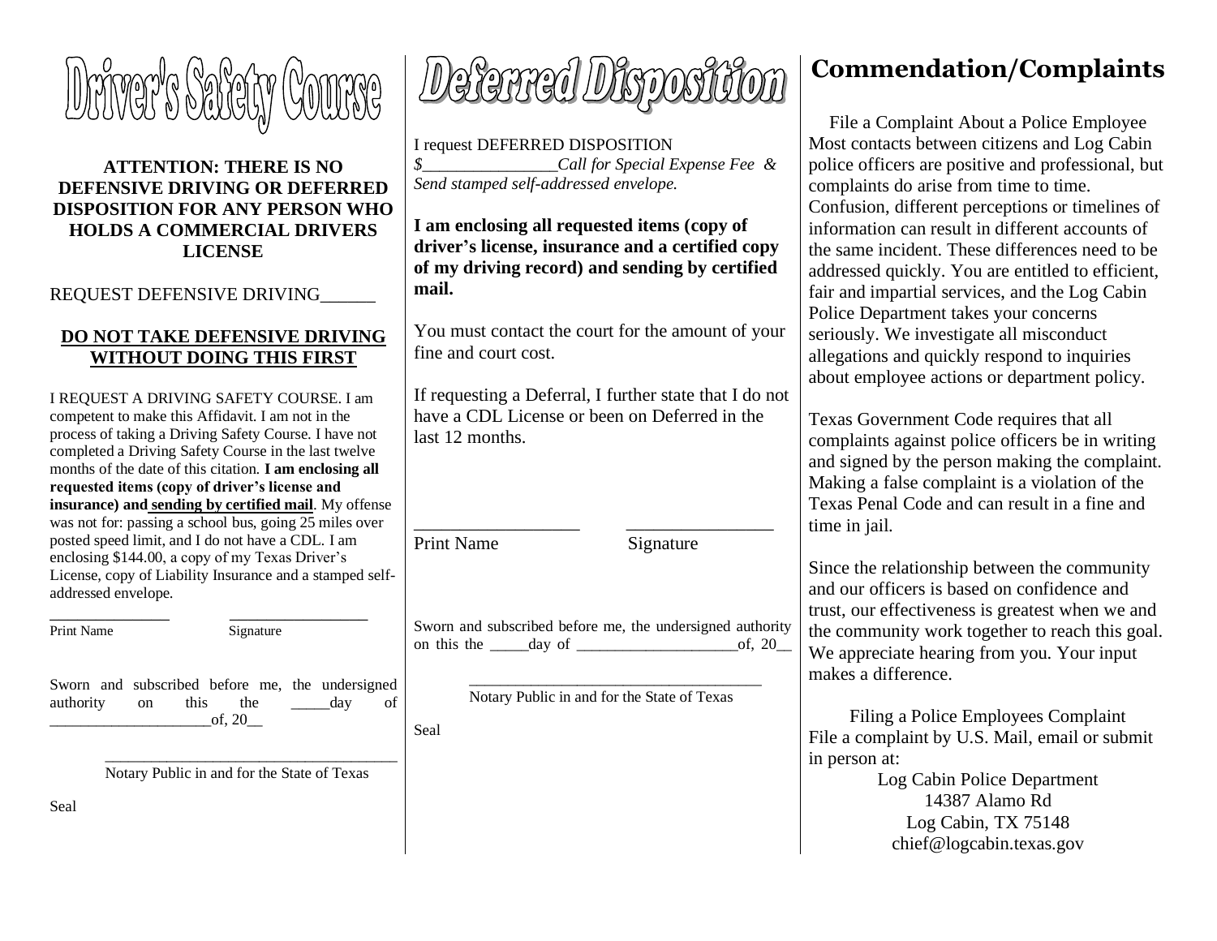# Driver's Safety Course

**ATTENTION: THERE IS NO DEFENSIVE DRIVING OR DEFERRED DISPOSITION FOR ANY PERSON WHO HOLDS A COMMERCIAL DRIVERS LICENSE**

REQUEST DEFENSIVE DRIVING______

**DO NOT TAKE DEFENSIVE DRIVING WITHOUT DOING THIS FIRST**

I REQUEST A DRIVING SAFETY COURSE. I am competent to make this Affidavit. I am not in the process of taking a Driving Safety Course. I have not completed a Driving Safety Course in the last twelve months of the date of this citation. **I am enclosing all requested items (copy of driver's license and insurance) and sending by certified mail**. My offense was not for: passing a school bus, going 25 miles over posted speed limit, and I do not have a CDL. I am enclosing $144.00, a copy of my Texas Driver's License, copy of Liability Insurance and a stamped self-addressed envelope.

______________ ________________

Print Name Signature

Sworn and subscribed before me, the undersigned authority on this the _____day of _____________________of, 20__

_____________________________________

Notary Public in and for the State of Texas

Seal

# Deferred Disposition

I request DEFERRED DISPOSITION

*$________________Call for Special Expense Fee & Send stamped self-addressed envelope.*

**I am enclosing all requested items (copy of driver's license, insurance and a certified copy of my driving record) and sending by certified mail.**

You must contact the court for the amount of your fine and court cost.

If requesting a Deferral, I further state that I do not have a CDL License or been on Deferred in the last 12 months.

__________________ ________________

Print Name Signature

Sworn and subscribed before me, the undersigned authority on this the _____day of _____________________of, 20__

_____________________________________

Notary Public in and for the State of Texas

Seal

# Commendation/Complaints

File a Complaint About a Police Employee

Most contacts between citizens and Log Cabin police officers are positive and professional, but complaints do arise from time to time. Confusion, different perceptions or timelines of information can result in different accounts of the same incident. These differences need to be addressed quickly. You are entitled to efficient, fair and impartial services, and the Log Cabin Police Department takes your concerns seriously. We investigate all misconduct allegations and quickly respond to inquiries about employee actions or department policy.

Texas Government Code requires that all complaints against police officers be in writing and signed by the person making the complaint. Making a false complaint is a violation of the Texas Penal Code and can result in a fine and time in jail.

Since the relationship between the community and our officers is based on confidence and trust, our effectiveness is greatest when we and the community work together to reach this goal. We appreciate hearing from you. Your input makes a difference.

Filing a Police Employees Complaint

File a complaint by U.S. Mail, email or submit in person at:

Log Cabin Police Department
14387 Alamo Rd
Log Cabin, TX 75148
chief@logcabin.texas.gov